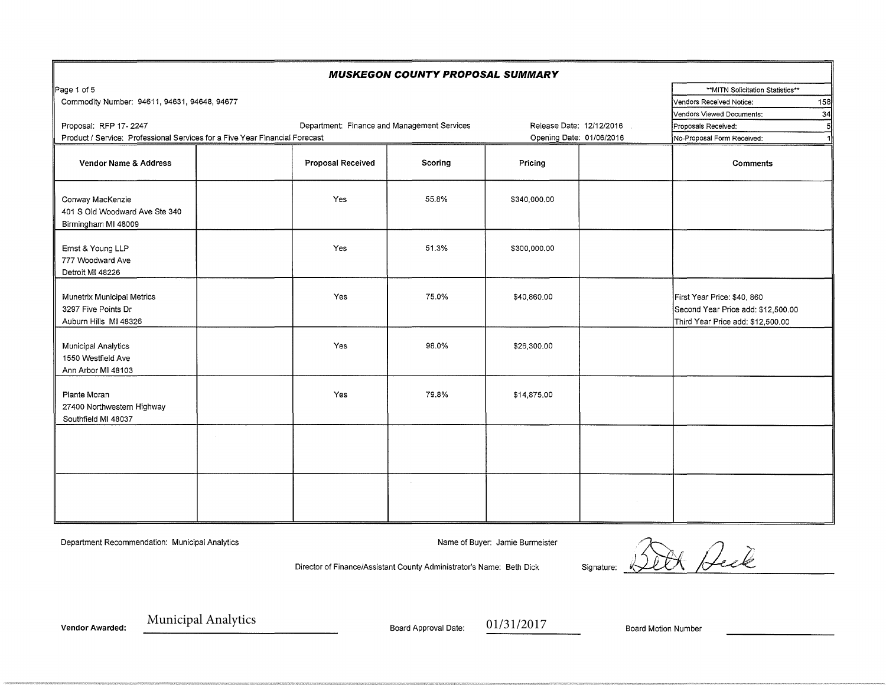# MUSKEGON COUNTY PROPOSAL SUMMARY

Commodity Number: 94611, 94631, 94648, 94677

Proposal: RFP 17- 2247

Department: Finance and Management Services

Release Date: 12/12/2016

Product / Service: Professional Services for a Five Year Financial Forecast

Opening Date: 01/06/2016

| **MITN Solicitation Statistics** | |
|---|---|
| Vendors Received Notice: | 158 |
| Vendors Viewed Documents: | 34 |
| Proposals Received: | 5 |
| No-Proposal Form Received: | 1 |

| Vendor Name & Address | | Proposal Received | Scoring | Pricing | | Comments |
|---|---|---|---|---|---|---|
| Conway MacKenzie<br>401 S Old Woodward Ave Ste 340<br>Birmingham MI 48009 | | Yes | 55.8% | $340,000.00 | | |
| Ernst & Young LLP<br>777 Woodward Ave<br>Detroit MI 48226 | | Yes | 51.3% | $300,000.00 | | |
| Munetrix Municipal Metrics<br>3297 Five Points Dr<br>Auburn Hills MI 48326 | | Yes | 75.0% | $40,860.00 | | First Year Price: $40, 860<br>Second Year Price add: $12,500.00<br>Third Year Price add: $12,500.00 |
| Municipal Analytics<br>1550 Westfield Ave<br>Ann Arbor MI 48103 | | Yes | 98.0% | $26,300.00 | | |
| Plante Moran<br>27400 Northwestern Highway<br>Southfield MI 48037 | | Yes | 79.8% | $14,875.00 | | |
| | | | | | | |
| | | | | | | |

Department Recommendation: Municipal Analytics

Name of Buyer: Jamie Burmeister

Director of Finance/Assistant County Administrator's Name: Beth Dick

Signature: Beth Dick

Vendor Awarded: Municipal Analytics

Board Approval Date: 01/31/2017

Board Motion Number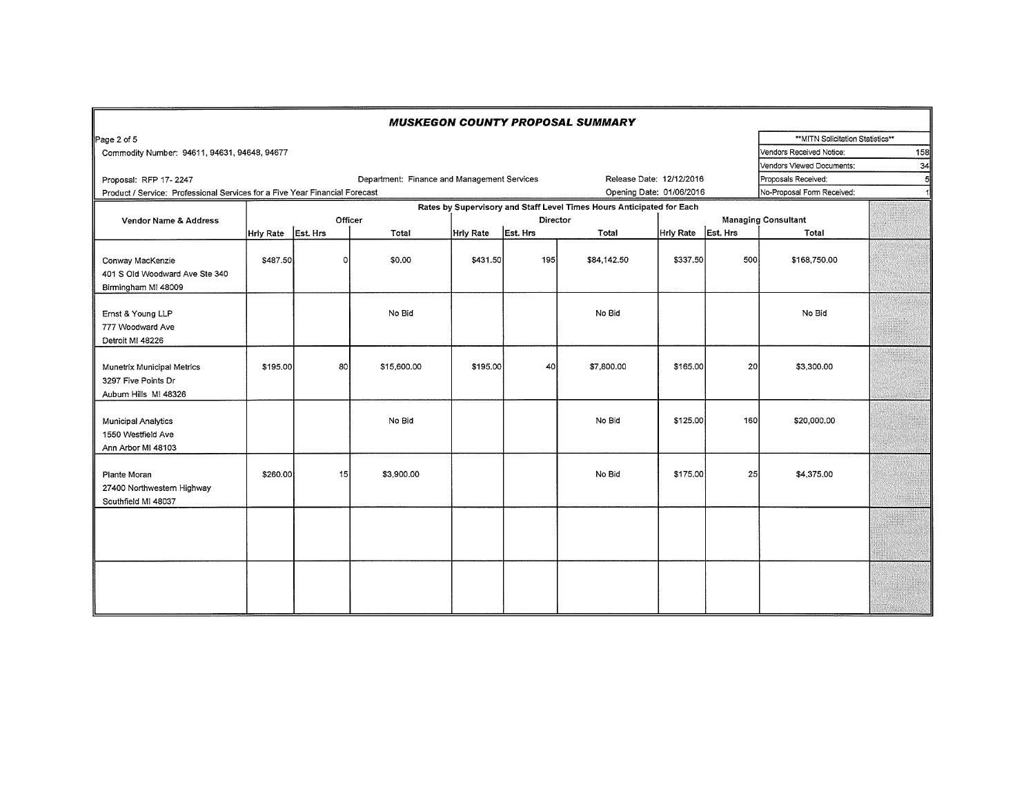# MUSKEGON COUNTY PROPOSAL SUMMARY

Commodity Number: 94611, 94631, 94648, 94677

Proposal: RFP 17- 2247

Department: Finance and Management Services

Release Date: 12/12/2016

Product / Service: Professional Services for a Five Year Financial Forecast

Opening Date: 01/06/2016

| **MITN Solicitation Statistics** | |
|---|---|
| Vendors Received Notice: | 158 |
| Vendors Viewed Documents: | 34 |
| Proposals Received: | 5 |
| No-Proposal Form Received: | 1 |

| Vendor Name & Address | Rates by Supervisory and Staff Level Times Hours Anticipated for Each | | | | | | | | |
|---|---|---|---|---|---|---|---|---|---|
| | Officer | | | Director | | | Managing Consultant | | |
| | Hrly Rate | Est. Hrs | Total | Hrly Rate | Est. Hrs | Total | Hrly Rate | Est. Hrs | Total |
| Conway MacKenzie<br>401 S Old Woodward Ave Ste 340<br>Birmingham MI 48009 | $487.50 | 0 | $0.00 | $431.50 | 195 | $84,142.50 | $337.50 | 500 | $168,750.00 |
| Ernst & Young LLP<br>777 Woodward Ave<br>Detroit MI 48226 | | | No Bid | | | No Bid | | | No Bid |
| Munetrix Municipal Metrics<br>3297 Five Points Dr<br>Auburn Hills MI 48326 | $195.00 | 80 | $15,600.00 | $195.00 | 40 | $7,800.00 | $165.00 | 20 | $3,300.00 |
| Municipal Analytics<br>1550 Westfield Ave<br>Ann Arbor MI 48103 | | | No Bid | | | No Bid | $125.00 | 160 | $20,000.00 |
| Plante Moran<br>27400 Northwestern Highway<br>Southfield MI 48037 | $260.00 | 15 | $3,900.00 | | | No Bid | $175.00 | 25 | $4,375.00 |
| | | | | | | | | | |
| | | | | | | | | | |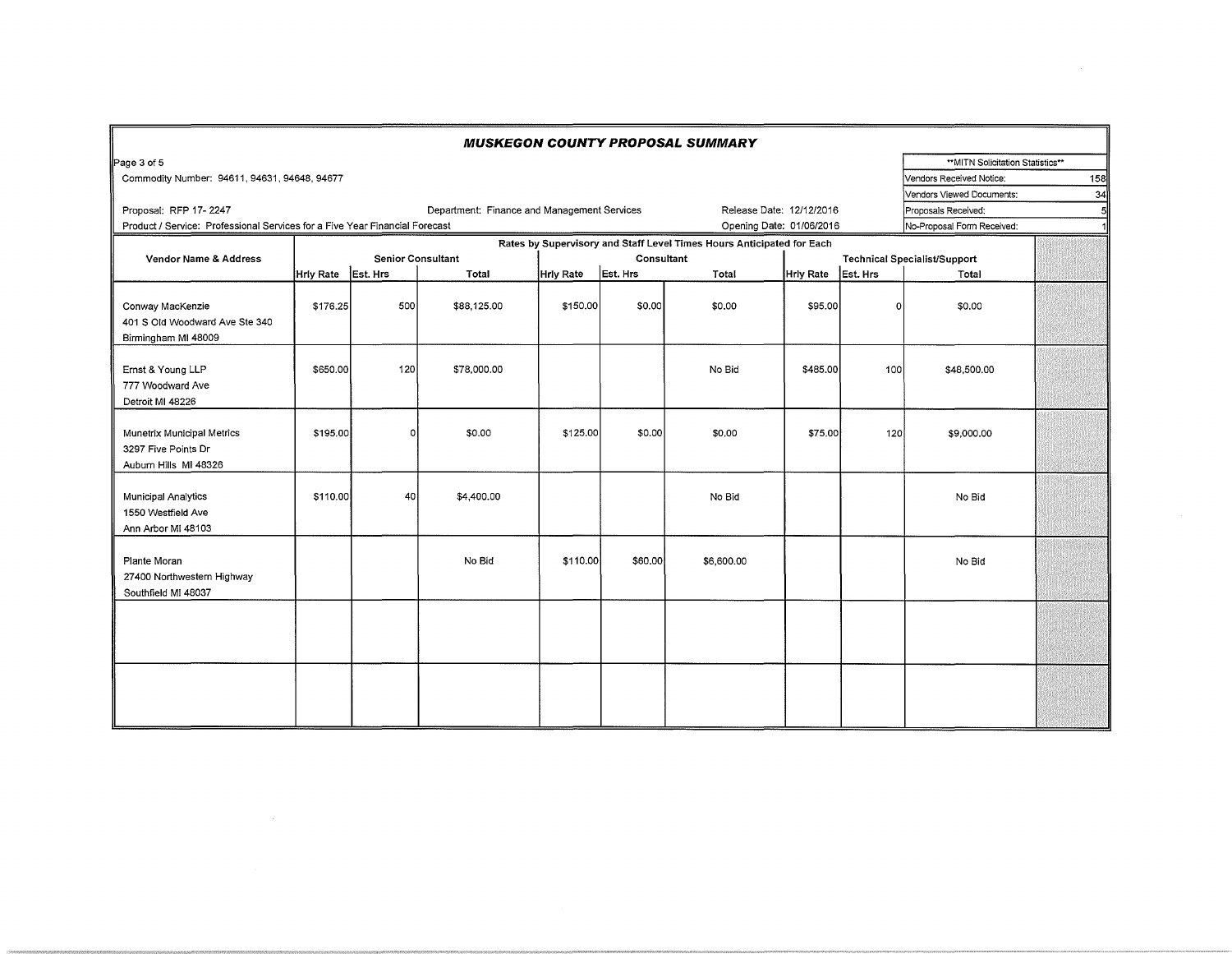# MUSKEGON COUNTY PROPOSAL SUMMARY

Commodity Number: 94611, 94631, 94648, 94677

Proposal: RFP 17- 2247

Department: Finance and Management Services

Release Date: 12/12/2016

Opening Date: 01/06/2016

Product / Service: Professional Services for a Five Year Financial Forecast

| **MITN Solicitation Statistics** | |
|---|---|
| Vendors Received Notice: | 158 |
| Vendors Viewed Documents: | 34 |
| Proposals Received: | 5 |
| No-Proposal Form Received: | 1 |

| Vendor Name & Address | Rates by Supervisory and Staff Level Times Hours Anticipated for Each | | | | | | | | |
|---|---|---|---|---|---|---|---|---|---|
| | Senior Consultant | | | Consultant | | | Technical Specialist/Support | | |
| | Hrly Rate | Est. Hrs | Total | Hrly Rate | Est. Hrs | Total | Hrly Rate | Est. Hrs | Total |
| Conway MacKenzie<br>401 S Old Woodward Ave Ste 340<br>Birmingham MI 48009 | $176.25 | 500 | $88,125.00 | $150.00 | $0.00 | $0.00 | $95.00 | 0 | $0.00 |
| Ernst & Young LLP<br>777 Woodward Ave<br>Detroit MI 48226 | $650.00 | 120 | $78,000.00 | | | No Bid | $485.00 | 100 | $48,500.00 |
| Munetrix Municipal Metrics<br>3297 Five Points Dr<br>Auburn Hills MI 48326 | $195.00 | 0 | $0.00 | $125.00 | $0.00 | $0.00 | $75.00 | 120 | $9,000.00 |
| Municipal Analytics<br>1550 Westfield Ave<br>Ann Arbor MI 48103 | $110.00 | 40 | $4,400.00 | | | No Bid | | | No Bid |
| Plante Moran<br>27400 Northwestern Highway<br>Southfield MI 48037 | | | No Bid | $110.00 | $60.00 | $6,600.00 | | | No Bid |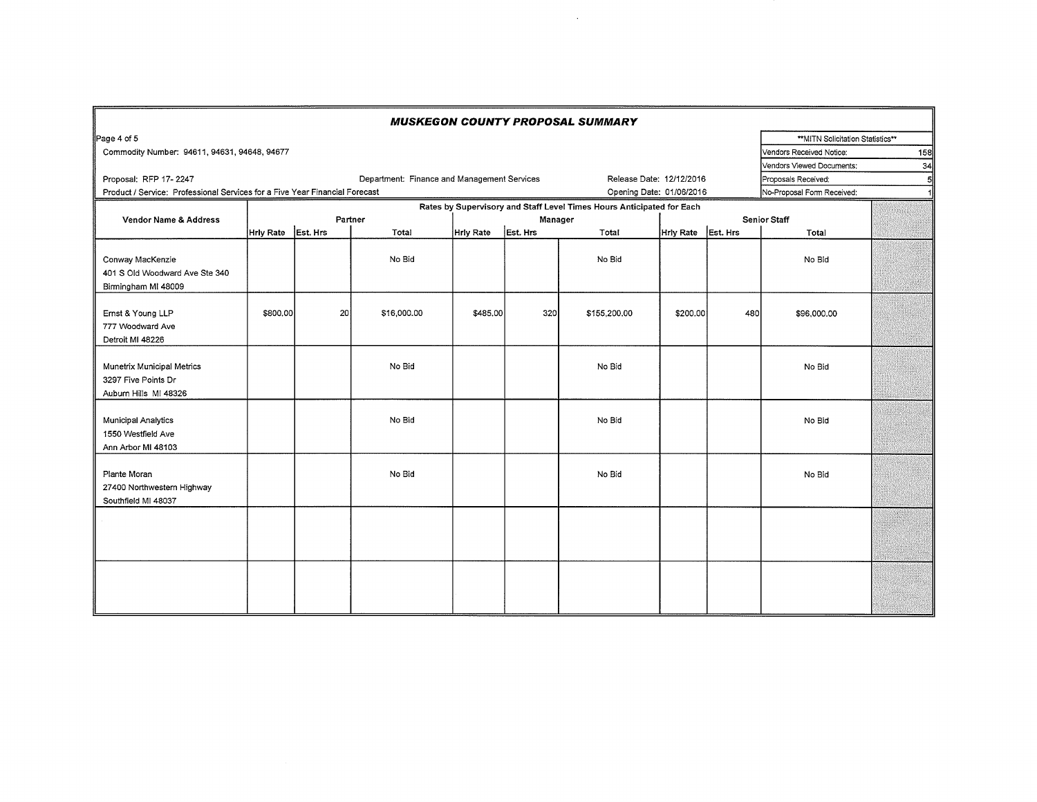# MUSKEGON COUNTY PROPOSAL SUMMARY

Commodity Number: 94611, 94631, 94648, 94677

Proposal: RFP 17- 2247

Department: Finance and Management Services

Release Date: 12/12/2016

Product / Service: Professional Services for a Five Year Financial Forecast

Opening Date: 01/06/2016

| **MITN Solicitation Statistics** | |
|---|---|
| Vendors Received Notice: | 158 |
| Vendors Viewed Documents: | 34 |
| Proposals Received: | 5 |
| No-Proposal Form Received: | 1 |

| Vendor Name & Address | Rates by Supervisory and Staff Level Times Hours Anticipated for Each | | | | | | | | | |
|---|---|---|---|---|---|---|---|---|---|---|
| | Partner | | | Manager | | | Senior Staff | | | |
| | Hrly Rate | Est. Hrs | Total | Hrly Rate | Est. Hrs | Total | Hrly Rate | Est. Hrs | Total | |
| Conway MacKenzie<br>401 S Old Woodward Ave Ste 340<br>Birmingham MI 48009 | | | No Bid | | | No Bid | | | No Bid | |
| Ernst & Young LLP<br>777 Woodward Ave<br>Detroit MI 48226 | $800.00 | 20 | $16,000.00 | $485.00 | 320 | $155,200.00 | $200.00 | 480 | $96,000.00 | |
| Munetrix Municipal Metrics<br>3297 Five Points Dr<br>Auburn Hills MI 48326 | | | No Bid | | | No Bid | | | No Bid | |
| Municipal Analytics<br>1550 Westfield Ave<br>Ann Arbor MI 48103 | | | No Bid | | | No Bid | | | No Bid | |
| Plante Moran<br>27400 Northwestern Highway<br>Southfield MI 48037 | | | No Bid | | | No Bid | | | No Bid | |
| | | | | | | | | | | |
| | | | | | | | | | | |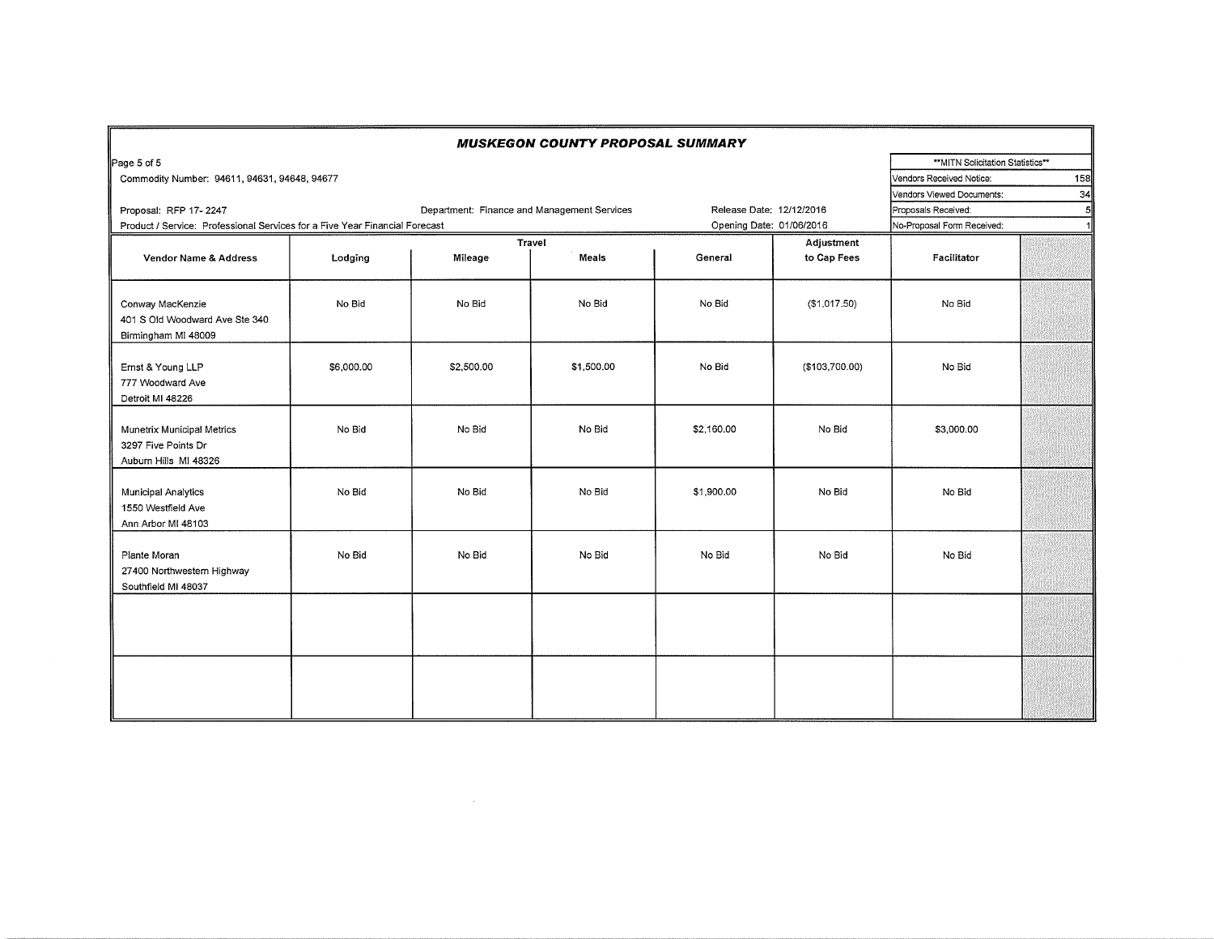# MUSKEGON COUNTY PROPOSAL SUMMARY

Commodity Number: 94611, 94631, 94648, 94677

Proposal: RFP 17- 2247

Department: Finance and Management Services

Release Date: 12/12/2016

Opening Date: 01/06/2016

Product / Service: Professional Services for a Five Year Financial Forecast

| **MITN Solicitation Statistics** | |
|---|---|
| Vendors Received Notice: | 158 |
| Vendors Viewed Documents: | 34 |
| Proposals Received: | 5 |
| No-Proposal Form Received: | 1 |

| Vendor Name & Address | Travel | | | | Adjustment | Facilitator | |
|---|---|---|---|---|---|---|---|
| | Lodging | Mileage | Meals | General | to Cap Fees | | |
| Conway MacKenzie<br>401 S Old Woodward Ave Ste 340<br>Birmingham MI 48009 | No Bid | No Bid | No Bid | No Bid | ($1,017.50) | No Bid | |
| Ernst & Young LLP<br>777 Woodward Ave<br>Detroit MI 48226 | $6,000.00 | $2,500.00 | $1,500.00 | No Bid | ($103,700.00) | No Bid | |
| Munetrix Municipal Metrics<br>3297 Five Points Dr<br>Auburn Hills MI 48326 | No Bid | No Bid | No Bid | $2,160.00 | No Bid | $3,000.00 | |
| Municipal Analytics<br>1550 Westfield Ave<br>Ann Arbor MI 48103 | No Bid | No Bid | No Bid | $1,900.00 | No Bid | No Bid | |
| Plante Moran<br>27400 Northwestern Highway<br>Southfield MI 48037 | No Bid | No Bid | No Bid | No Bid | No Bid | No Bid | |
| | | | | | | | |
| | | | | | | | |